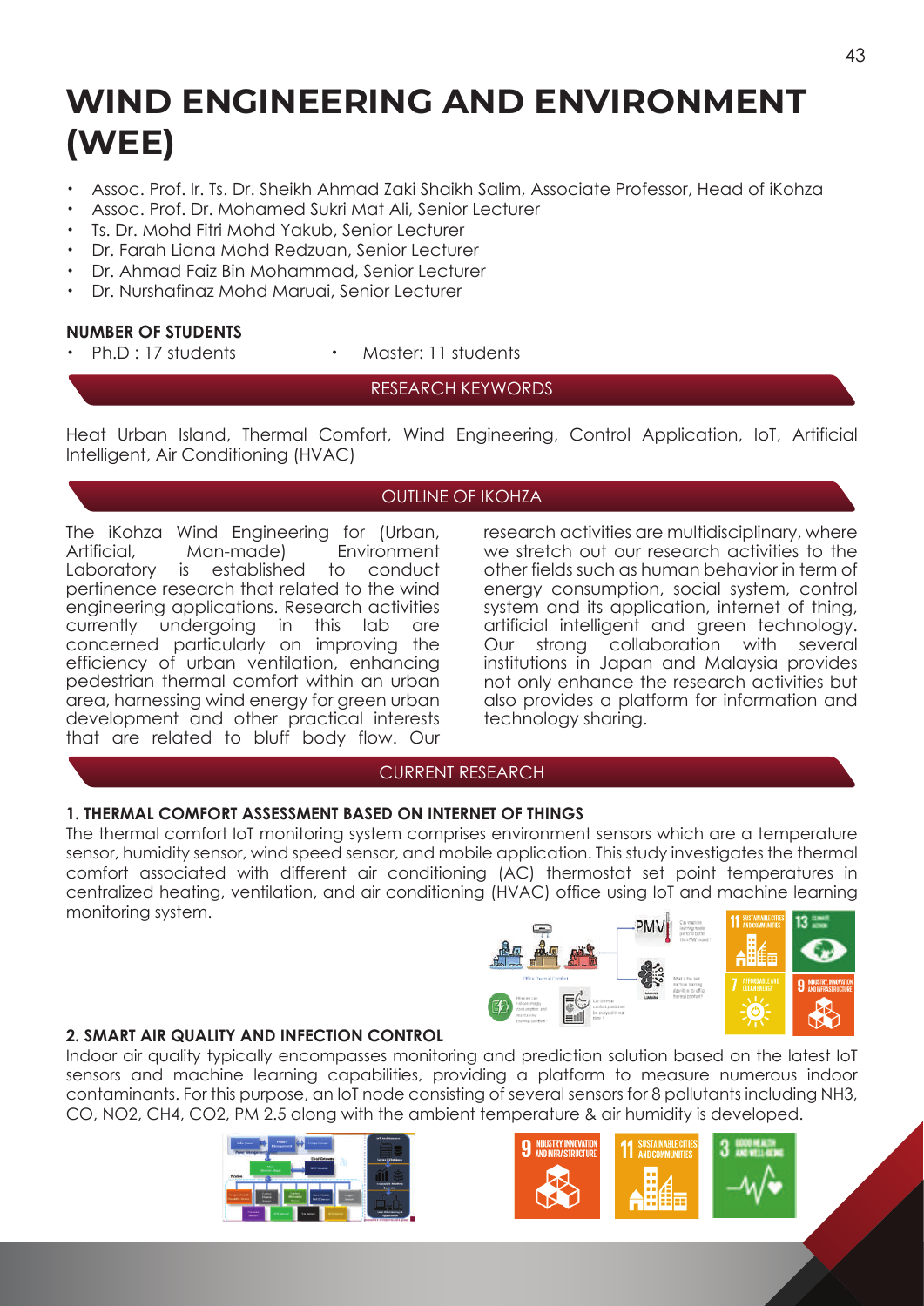# WIND ENGINEERING AND ENVIRONMENT (WEE)

- Assoc. Prof. Ir. Ts. Dr. Sheikh Ahmad Zaki Shaikh Salim, Associate Professor, Head of iKohza
- Assoc. Prof. Dr. Mohamed Sukri Mat Ali, Senior Lecturer
- Ts. Dr. Mohd Fitri Mohd Yakub, Senior Lecturer
- Dr. Farah Liana Mohd Redzuan, Senior Lecturer
- Dr. Ahmad Faiz Bin Mohammad, Senior Lecturer
- Dr. Nurshafinaz Mohd Maruai, Senior Lecturer

**NUMBER OF STUDENTS**

- Ph.D : 17 students
- Master: 11 students

## RESEARCH KEYWORDS

Heat Urban Island, Thermal Comfort, Wind Engineering, Control Application, IoT, Artificial Intelligent, Air Conditioning (HVAC)

## OUTLINE OF IKOHZA

The iKohza Wind Engineering for (Urban, Artificial, Man-made) Environment Laboratory is established to conduct pertinence research that related to the wind engineering applications. Research activities currently undergoing in this lab are concerned particularly on improving the efficiency of urban ventilation, enhancing pedestrian thermal comfort within an urban area, harnessing wind energy for green urban development and other practical interests that are related to bluff body flow. Our research activities are multidisciplinary, where we stretch out our research activities to the other fields such as human behavior in term of energy consumption, social system, control system and its application, internet of thing, artificial intelligent and green technology. Our strong collaboration with several institutions in Japan and Malaysia provides not only enhance the research activities but also provides a platform for information and technology sharing.

## CURRENT RESEARCH

**1. THERMAL COMFORT ASSESSMENT BASED ON INTERNET OF THINGS**

The thermal comfort IoT monitoring system comprises environment sensors which are a temperature sensor, humidity sensor, wind speed sensor, and mobile application. This study investigates the thermal comfort associated with different air conditioning (AC) thermostat set point temperatures in centralized heating, ventilation, and air conditioning (HVAC) office using IoT and machine learning monitoring system.

**2. SMART AIR QUALITY AND INFECTION CONTROL**

Indoor air quality typically encompasses monitoring and prediction solution based on the latest IoT sensors and machine learning capabilities, providing a platform to measure numerous indoor contaminants. For this purpose, an IoT node consisting of several sensors for 8 pollutants including $NH_3$, CO, $NO_2$, $CH_4$, $CO_2$, PM 2.5 along with the ambient temperature & air humidity is developed.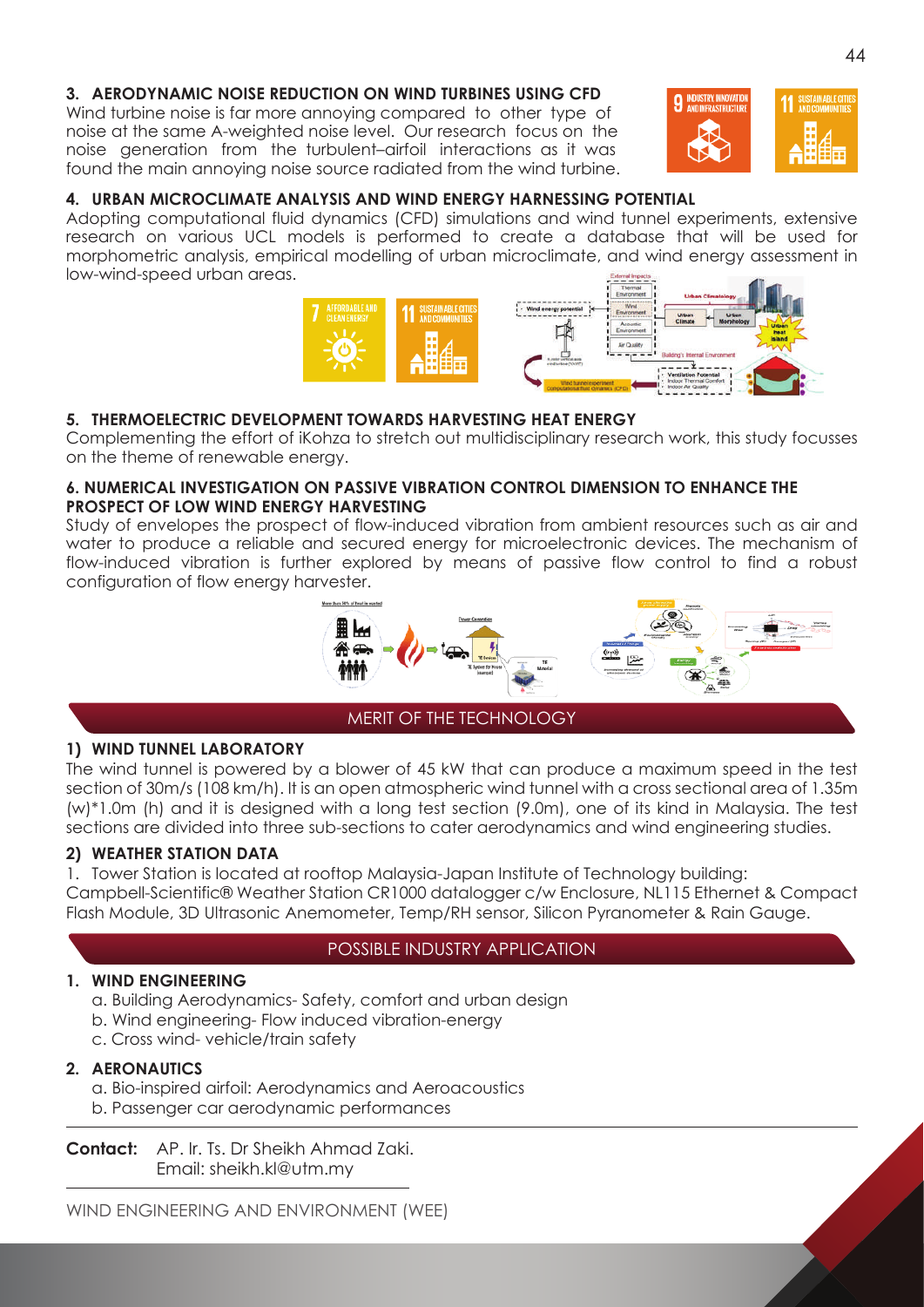### 3. AERODYNAMIC NOISE REDUCTION ON WIND TURBINES USING CFD

Wind turbine noise is far more annoying compared to other type of noise at the same A-weighted noise level. Our research focus on the noise generation from the turbulent–airfoil interactions as it was found the main annoying noise source radiated from the wind turbine.

### 4. URBAN MICROCLIMATE ANALYSIS AND WIND ENERGY HARNESSING POTENTIAL

Adopting computational fluid dynamics (CFD) simulations and wind tunnel experiments, extensive research on various UCL models is performed to create a database that will be used for morphometric analysis, empirical modelling of urban microclimate, and wind energy assessment in low-wind-speed urban areas.

### 5. THERMOELECTRIC DEVELOPMENT TOWARDS HARVESTING HEAT ENERGY

Complementing the effort of iKohza to stretch out multidisciplinary research work, this study focusses on the theme of renewable energy.

### 6. NUMERICAL INVESTIGATION ON PASSIVE VIBRATION CONTROL DIMENSION TO ENHANCE THE PROSPECT OF LOW WIND ENERGY HARVESTING

Study of envelopes the prospect of flow-induced vibration from ambient resources such as air and water to produce a reliable and secured energy for microelectronic devices. The mechanism of flow-induced vibration is further explored by means of passive flow control to find a robust configuration of flow energy harvester.

## MERIT OF THE TECHNOLOGY

### 1) WIND TUNNEL LABORATORY

The wind tunnel is powered by a blower of 45 kW that can produce a maximum speed in the test section of 30m/s (108 km/h). It is an open atmospheric wind tunnel with a cross sectional area of 1.35m (w)*1.0m (h) and it is designed with a long test section (9.0m), one of its kind in Malaysia. The test sections are divided into three sub-sections to cater aerodynamics and wind engineering studies.

### 2) WEATHER STATION DATA

1. Tower Station is located at rooftop Malaysia-Japan Institute of Technology building:

Campbell-Scientific® Weather Station CR1000 datalogger c/w Enclosure, NL115 Ethernet & Compact Flash Module, 3D Ultrasonic Anemometer, Temp/RH sensor, Silicon Pyranometer & Rain Gauge.

## POSSIBLE INDUSTRY APPLICATION

### 1. WIND ENGINEERING

a. Building Aerodynamics- Safety, comfort and urban design
b. Wind engineering- Flow induced vibration-energy
c. Cross wind- vehicle/train safety

### 2. AERONAUTICS

a. Bio-inspired airfoil: Aerodynamics and Aeroacoustics
b. Passenger car aerodynamic performances

**Contact:** AP. Ir. Ts. Dr Sheikh Ahmad Zaki.
Email: sheikh.kl@utm.my

WIND ENGINEERING AND ENVIRONMENT (WEE)